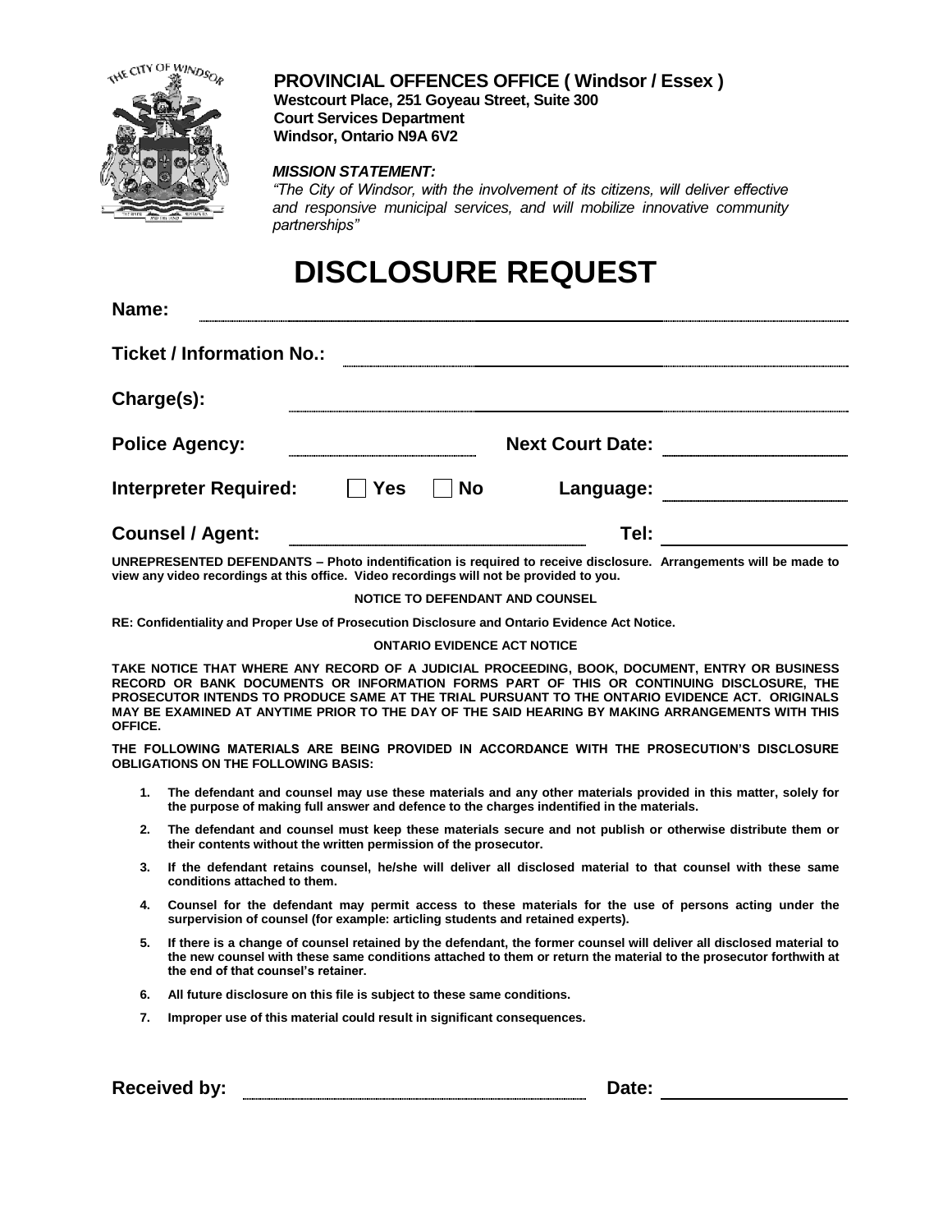**PROVINCIAL OFFENCES OFFICE ( Windsor / Essex )**
**Westcourt Place, 251 Goyeau Street, Suite 300**
**Court Services Department**
**Windsor, Ontario N9A 6V2**

***MISSION STATEMENT:***
*"The City of Windsor, with the involvement of its citizens, will deliver effective and responsive municipal services, and will mobilize innovative community partnerships"*

# DISCLOSURE REQUEST

**Name:** ______________________________

**Ticket / Information No.:** ______________________________

**Charge(s):** ______________________________

**Police Agency:** ____________________ **Next Court Date:** ____________________

**Interpreter Required:** ☐ **Yes** ☐ **No** **Language:** ____________________

**Counsel / Agent:** ____________________ **Tel:** ____________________

**UNREPRESENTED DEFENDANTS – Photo indentification is required to receive disclosure. Arrangements will be made to view any video recordings at this office. Video recordings will not be provided to you.**

**NOTICE TO DEFENDANT AND COUNSEL**

**RE: Confidentiality and Proper Use of Prosecution Disclosure and Ontario Evidence Act Notice.**

**ONTARIO EVIDENCE ACT NOTICE**

**TAKE NOTICE THAT WHERE ANY RECORD OF A JUDICIAL PROCEEDING, BOOK, DOCUMENT, ENTRY OR BUSINESS RECORD OR BANK DOCUMENTS OR INFORMATION FORMS PART OF THIS OR CONTINUING DISCLOSURE, THE PROSECUTOR INTENDS TO PRODUCE SAME AT THE TRIAL PURSUANT TO THE ONTARIO EVIDENCE ACT. ORIGINALS MAY BE EXAMINED AT ANYTIME PRIOR TO THE DAY OF THE SAID HEARING BY MAKING ARRANGEMENTS WITH THIS OFFICE.**

**THE FOLLOWING MATERIALS ARE BEING PROVIDED IN ACCORDANCE WITH THE PROSECUTION'S DISCLOSURE OBLIGATIONS ON THE FOLLOWING BASIS:**

1. **The defendant and counsel may use these materials and any other materials provided in this matter, solely for the purpose of making full answer and defence to the charges indentified in the materials.**
2. **The defendant and counsel must keep these materials secure and not publish or otherwise distribute them or their contents without the written permission of the prosecutor.**
3. **If the defendant retains counsel, he/she will deliver all disclosed material to that counsel with these same conditions attached to them.**
4. **Counsel for the defendant may permit access to these materials for the use of persons acting under the surpervision of counsel (for example: articling students and retained experts).**
5. **If there is a change of counsel retained by the defendant, the former counsel will deliver all disclosed material to the new counsel with these same conditions attached to them or return the material to the prosecutor forthwith at the end of that counsel's retainer.**
6. **All future disclosure on this file is subject to these same conditions.**
7. **Improper use of this material could result in significant consequences.**

**Received by:** ______________________________ **Date:** ____________________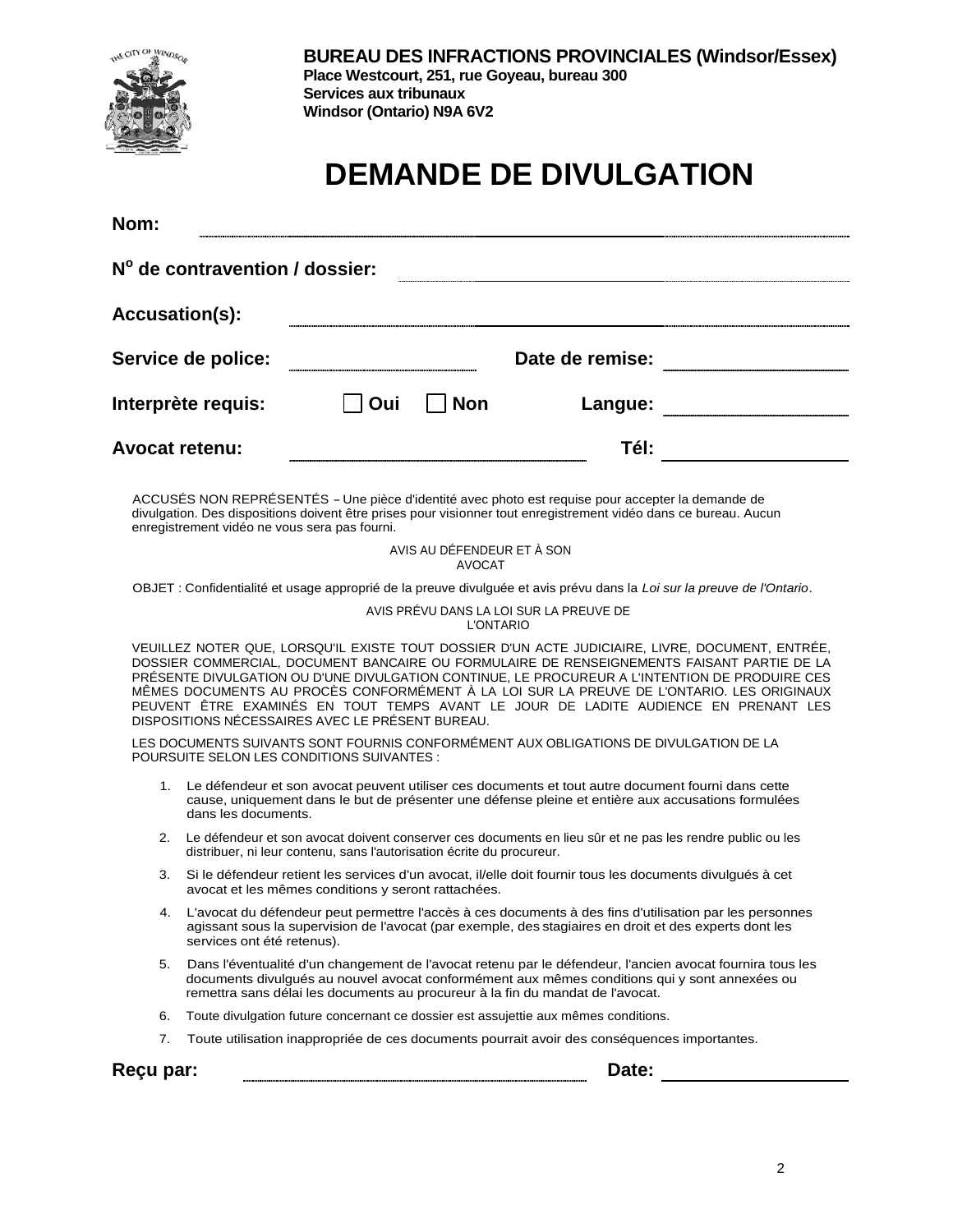**BUREAU DES INFRACTIONS PROVINCIALES (Windsor/Essex)**
**Place Westcourt, 251, rue Goyeau, bureau 300**
**Services aux tribunaux**
**Windsor (Ontario) N9A 6V2**

# DEMANDE DE DIVULGATION

**Nom:** ______________________________

**N[o] de contravention / dossier:** ______________________________

**Accusation(s):** ______________________________

**Service de police:** ____________________ **Date de remise:** ____________________

**Interprète requis:** ☐ **Oui** ☐ **Non** **Langue:** ____________________

**Avocat retenu:** ______________________________ **Tél:** ____________________

ACCUSÉS NON REPRÉSENTÉS – Une pièce d'identité avec photo est requise pour accepter la demande de divulgation. Des dispositions doivent être prises pour visionner tout enregistrement vidéo dans ce bureau. Aucun enregistrement vidéo ne vous sera pas fourni.

AVIS AU DÉFENDEUR ET À SON AVOCAT

OBJET : Confidentialité et usage approprié de la preuve divulguée et avis prévu dans la *Loi sur la preuve de l'Ontario*.

AVIS PRÉVU DANS LA LOI SUR LA PREUVE DE L'ONTARIO

VEUILLEZ NOTER QUE, LORSQU'IL EXISTE TOUT DOSSIER D'UN ACTE JUDICIAIRE, LIVRE, DOCUMENT, ENTRÉE, DOSSIER COMMERCIAL, DOCUMENT BANCAIRE OU FORMULAIRE DE RENSEIGNEMENTS FAISANT PARTIE DE LA PRÉSENTE DIVULGATION OU D'UNE DIVULGATION CONTINUE, LE PROCUREUR A L'INTENTION DE PRODUIRE CES MÊMES DOCUMENTS AU PROCÈS CONFORMÉMENT À LA LOI SUR LA PREUVE DE L'ONTARIO. LES ORIGINAUX PEUVENT ÊTRE EXAMINÉS EN TOUT TEMPS AVANT LE JOUR DE LADITE AUDIENCE EN PRENANT LES DISPOSITIONS NÉCESSAIRES AVEC LE PRÉSENT BUREAU.

LES DOCUMENTS SUIVANTS SONT FOURNIS CONFORMÉMENT AUX OBLIGATIONS DE DIVULGATION DE LA POURSUITE SELON LES CONDITIONS SUIVANTES :

1. Le défendeur et son avocat peuvent utiliser ces documents et tout autre document fourni dans cette cause, uniquement dans le but de présenter une défense pleine et entière aux accusations formulées dans les documents.
2. Le défendeur et son avocat doivent conserver ces documents en lieu sûr et ne pas les rendre public ou les distribuer, ni leur contenu, sans l'autorisation écrite du procureur.
3. Si le défendeur retient les services d'un avocat, il/elle doit fournir tous les documents divulgués à cet avocat et les mêmes conditions y seront rattachées.
4. L'avocat du défendeur peut permettre l'accès à ces documents à des fins d'utilisation par les personnes agissant sous la supervision de l'avocat (par exemple, des stagiaires en droit et des experts dont les services ont été retenus).
5. Dans l'éventualité d'un changement de l'avocat retenu par le défendeur, l'ancien avocat fournira tous les documents divulgués au nouvel avocat conformément aux mêmes conditions qui y sont annexées ou remettra sans délai les documents au procureur à la fin du mandat de l'avocat.
6. Toute divulgation future concernant ce dossier est assujettie aux mêmes conditions.
7. Toute utilisation inappropriée de ces documents pourrait avoir des conséquences importantes.

**Reçu par:** ______________________________ **Date:** ____________________